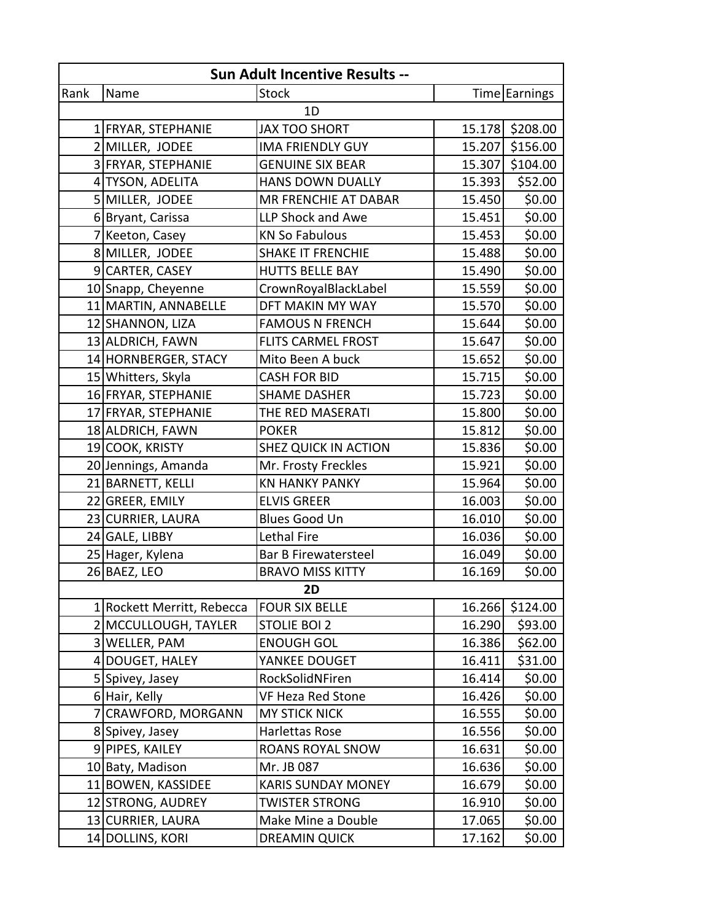| Sun Adult Incentive Results -- | | | | |
|---|---|---|---|---|
| Rank | Name | Stock | Time | Earnings |
| | | 1D | | |
| 1 | FRYAR, STEPHANIE | JAX TOO SHORT | 15.178 | $208.00 |
| 2 | MILLER, JODEE | IMA FRIENDLY GUY | 15.207 | $156.00 |
| 3 | FRYAR, STEPHANIE | GENUINE SIX BEAR | 15.307 | $104.00 |
| 4 | TYSON, ADELITA | HANS DOWN DUALLY | 15.393 | $52.00 |
| 5 | MILLER, JODEE | MR FRENCHIE AT DABAR | 15.450 | $0.00 |
| 6 | Bryant, Carissa | LLP Shock and Awe | 15.451 | $0.00 |
| 7 | Keeton, Casey | KN So Fabulous | 15.453 | $0.00 |
| 8 | MILLER, JODEE | SHAKE IT FRENCHIE | 15.488 | $0.00 |
| 9 | CARTER, CASEY | HUTTS BELLE BAY | 15.490 | $0.00 |
| 10 | Snapp, Cheyenne | CrownRoyalBlackLabel | 15.559 | $0.00 |
| 11 | MARTIN, ANNABELLE | DFT MAKIN MY WAY | 15.570 | $0.00 |
| 12 | SHANNON, LIZA | FAMOUS N FRENCH | 15.644 | $0.00 |
| 13 | ALDRICH, FAWN | FLITS CARMEL FROST | 15.647 | $0.00 |
| 14 | HORNBERGER, STACY | Mito Been A buck | 15.652 | $0.00 |
| 15 | Whitters, Skyla | CASH FOR BID | 15.715 | $0.00 |
| 16 | FRYAR, STEPHANIE | SHAME DASHER | 15.723 | $0.00 |
| 17 | FRYAR, STEPHANIE | THE RED MASERATI | 15.800 | $0.00 |
| 18 | ALDRICH, FAWN | POKER | 15.812 | $0.00 |
| 19 | COOK, KRISTY | SHEZ QUICK IN ACTION | 15.836 | $0.00 |
| 20 | Jennings, Amanda | Mr. Frosty Freckles | 15.921 | $0.00 |
| 21 | BARNETT, KELLI | KN HANKY PANKY | 15.964 | $0.00 |
| 22 | GREER, EMILY | ELVIS GREER | 16.003 | $0.00 |
| 23 | CURRIER, LAURA | Blues Good Un | 16.010 | $0.00 |
| 24 | GALE, LIBBY | Lethal Fire | 16.036 | $0.00 |
| 25 | Hager, Kylena | Bar B Firewatersteel | 16.049 | $0.00 |
| 26 | BAEZ, LEO | BRAVO MISS KITTY | 16.169 | $0.00 |
| | | **2D** | | |
| 1 | Rockett Merritt, Rebecca | FOUR SIX BELLE | 16.266 | $124.00 |
| 2 | MCCULLOUGH, TAYLER | STOLIE BOI 2 | 16.290 | $93.00 |
| 3 | WELLER, PAM | ENOUGH GOL | 16.386 | $62.00 |
| 4 | DOUGET, HALEY | YANKEE DOUGET | 16.411 | $31.00 |
| 5 | Spivey, Jasey | RockSolidNFiren | 16.414 | $0.00 |
| 6 | Hair, Kelly | VF Heza Red Stone | 16.426 | $0.00 |
| 7 | CRAWFORD, MORGANN | MY STICK NICK | 16.555 | $0.00 |
| 8 | Spivey, Jasey | Harlettas Rose | 16.556 | $0.00 |
| 9 | PIPES, KAILEY | ROANS ROYAL SNOW | 16.631 | $0.00 |
| 10 | Baty, Madison | Mr. JB 087 | 16.636 | $0.00 |
| 11 | BOWEN, KASSIDEE | KARIS SUNDAY MONEY | 16.679 | $0.00 |
| 12 | STRONG, AUDREY | TWISTER STRONG | 16.910 | $0.00 |
| 13 | CURRIER, LAURA | Make Mine a Double | 17.065 | $0.00 |
| 14 | DOLLINS, KORI | DREAMIN QUICK | 17.162 | $0.00 |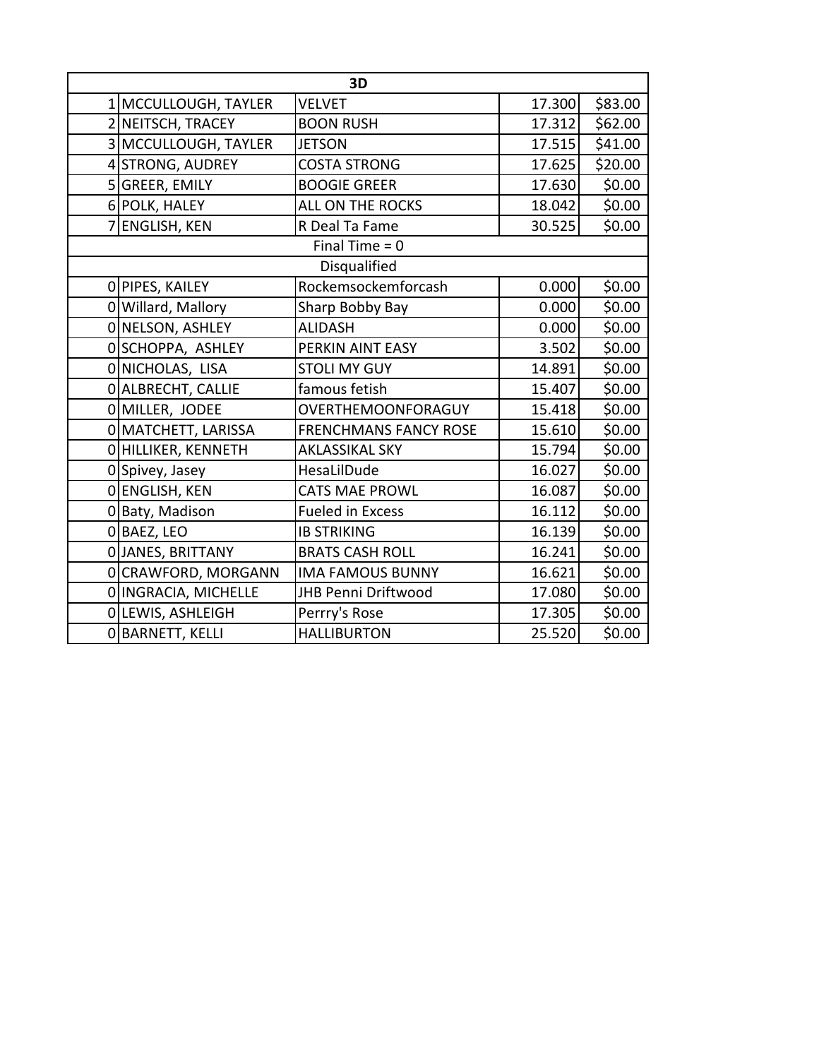| 3D | | | | |
| --- | --- | --- | --- | --- |
| 1 | MCCULLOUGH, TAYLER | VELVET | 17.300 | $83.00 |
| 2 | NEITSCH, TRACEY | BOON RUSH | 17.312 | $62.00 |
| 3 | MCCULLOUGH, TAYLER | JETSON | 17.515 | $41.00 |
| 4 | STRONG, AUDREY | COSTA STRONG | 17.625 | $20.00 |
| 5 | GREER, EMILY | BOOGIE GREER | 17.630 | $0.00 |
| 6 | POLK, HALEY | ALL ON THE ROCKS | 18.042 | $0.00 |
| 7 | ENGLISH, KEN | R Deal Ta Fame | 30.525 | $0.00 |
| Final Time = 0 | | | | |
| Disqualified | | | | |
| 0 | PIPES, KAILEY | Rockemsockemforcash | 0.000 | $0.00 |
| 0 | Willard, Mallory | Sharp Bobby Bay | 0.000 | $0.00 |
| 0 | NELSON, ASHLEY | ALIDASH | 0.000 | $0.00 |
| 0 | SCHOPPA, ASHLEY | PERKIN AINT EASY | 3.502 | $0.00 |
| 0 | NICHOLAS, LISA | STOLI MY GUY | 14.891 | $0.00 |
| 0 | ALBRECHT, CALLIE | famous fetish | 15.407 | $0.00 |
| 0 | MILLER, JODEE | OVERTHEMOONFORAGUY | 15.418 | $0.00 |
| 0 | MATCHETT, LARISSA | FRENCHMANS FANCY ROSE | 15.610 | $0.00 |
| 0 | HILLIKER, KENNETH | AKLASSIKAL SKY | 15.794 | $0.00 |
| 0 | Spivey, Jasey | HesaLilDude | 16.027 | $0.00 |
| 0 | ENGLISH, KEN | CATS MAE PROWL | 16.087 | $0.00 |
| 0 | Baty, Madison | Fueled in Excess | 16.112 | $0.00 |
| 0 | BAEZ, LEO | IB STRIKING | 16.139 | $0.00 |
| 0 | JANES, BRITTANY | BRATS CASH ROLL | 16.241 | $0.00 |
| 0 | CRAWFORD, MORGANN | IMA FAMOUS BUNNY | 16.621 | $0.00 |
| 0 | INGRACIA, MICHELLE | JHB Penni Driftwood | 17.080 | $0.00 |
| 0 | LEWIS, ASHLEIGH | Perrry's Rose | 17.305 | $0.00 |
| 0 | BARNETT, KELLI | HALLIBURTON | 25.520 | $0.00 |